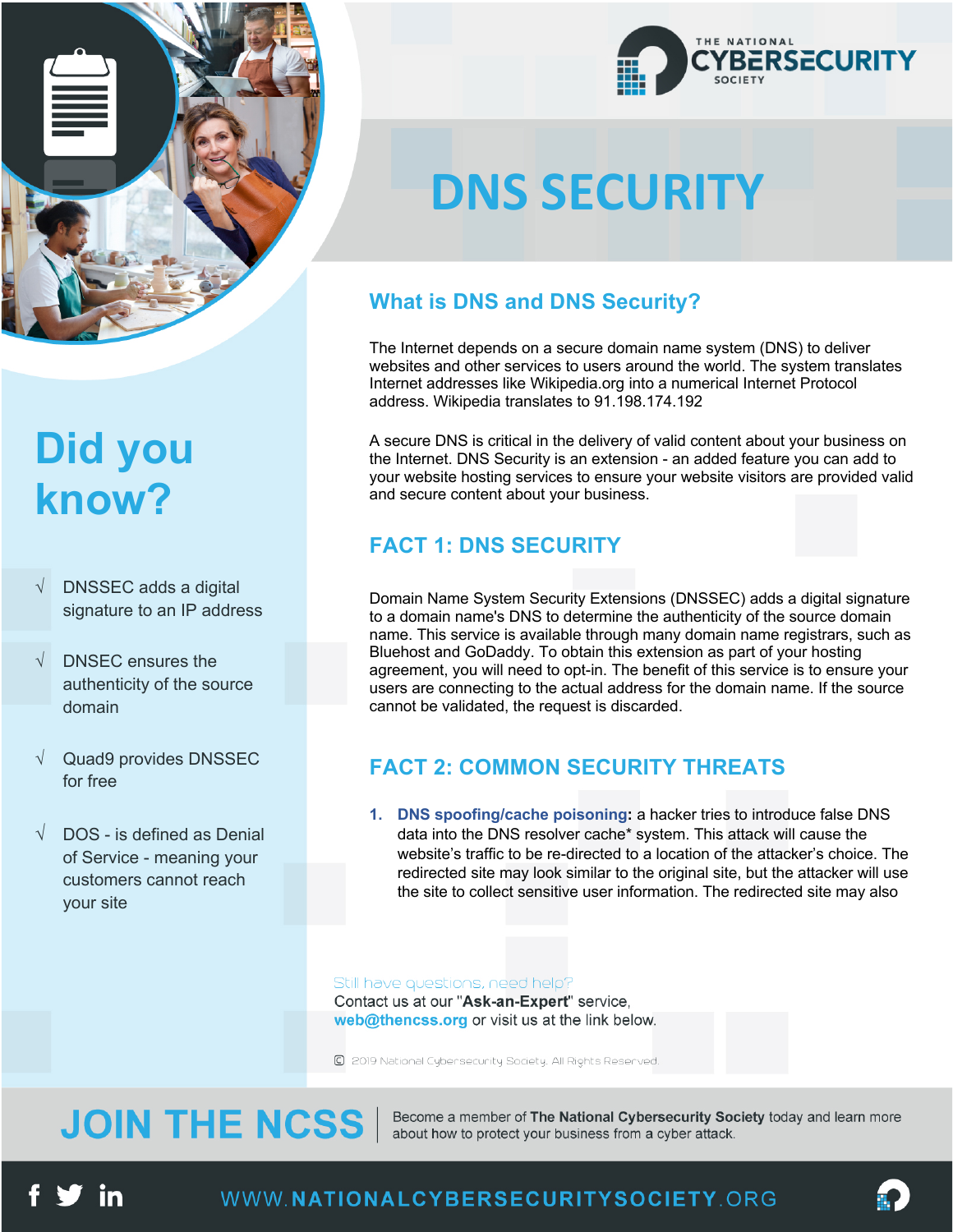THE NATIONAL CYBERSECURITY SOCIETY

# DNS SECURITY

## Did you know?

- √ DNSSEC adds a digital signature to an IP address
- √ DNSEC ensures the authenticity of the source domain
- √ Quad9 provides DNSSEC for free
- √ DOS - is defined as Denial of Service - meaning your customers cannot reach your site

## What is DNS and DNS Security?

The Internet depends on a secure domain name system (DNS) to deliver websites and other services to users around the world. The system translates Internet addresses like Wikipedia.org into a numerical Internet Protocol address. Wikipedia translates to 91.198.174.192

A secure DNS is critical in the delivery of valid content about your business on the Internet. DNS Security is an extension - an added feature you can add to your website hosting services to ensure your website visitors are provided valid and secure content about your business.

## FACT 1: DNS SECURITY

Domain Name System Security Extensions (DNSSEC) adds a digital signature to a domain name's DNS to determine the authenticity of the source domain name. This service is available through many domain name registrars, such as Bluehost and GoDaddy. To obtain this extension as part of your hosting agreement, you will need to opt-in. The benefit of this service is to ensure your users are connecting to the actual address for the domain name. If the source cannot be validated, the request is discarded.

## FACT 2: COMMON SECURITY THREATS

1. **DNS spoofing/cache poisoning:** a hacker tries to introduce false DNS data into the DNS resolver cache* system. This attack will cause the website's traffic to be re-directed to a location of the attacker's choice. The redirected site may look similar to the original site, but the attacker will use the site to collect sensitive user information. The redirected site may also

Still have questions, need help?
Contact us at our "**Ask-an-Expert**" service, **web@thencss.org** or visit us at the link below.

© 2019 National Cybersecurity Society. All Rights Reserved.

## JOIN THE NCSS

Become a member of **The National Cybersecurity Society** today and learn more about how to protect your business from a cyber attack.

WWW.NATIONALCYBERSECURITYSOCIETY.ORG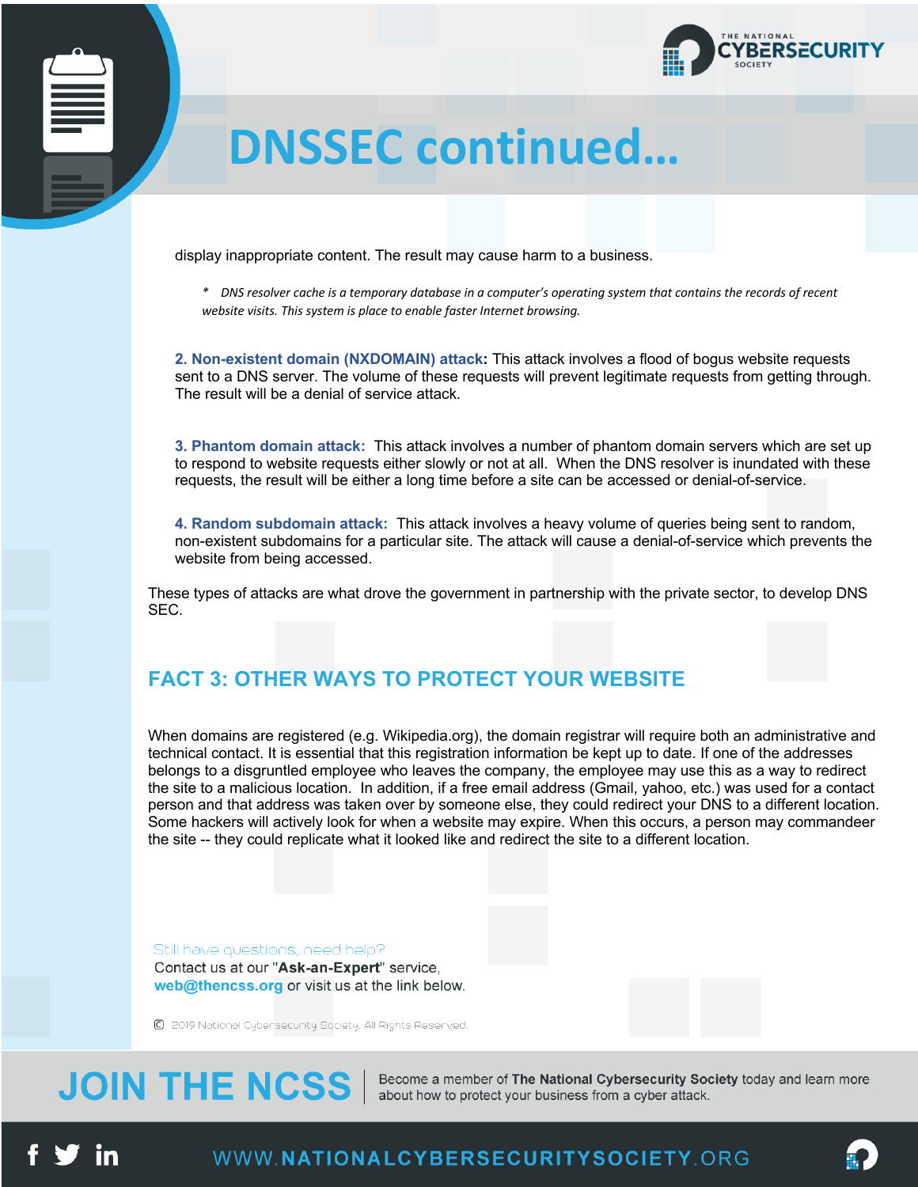# DNSSEC continued...

display inappropriate content. The result may cause harm to a business.

*\* DNS resolver cache is a temporary database in a computer's operating system that contains the records of recent website visits. This system is place to enable faster Internet browsing.*

**2. Non-existent domain (NXDOMAIN) attack:** This attack involves a flood of bogus website requests sent to a DNS server. The volume of these requests will prevent legitimate requests from getting through. The result will be a denial of service attack.

**3. Phantom domain attack:** This attack involves a number of phantom domain servers which are set up to respond to website requests either slowly or not at all. When the DNS resolver is inundated with these requests, the result will be either a long time before a site can be accessed or denial-of-service.

**4. Random subdomain attack:** This attack involves a heavy volume of queries being sent to random, non-existent subdomains for a particular site. The attack will cause a denial-of-service which prevents the website from being accessed.

These types of attacks are what drove the government in partnership with the private sector, to develop DNS SEC.

## FACT 3: OTHER WAYS TO PROTECT YOUR WEBSITE

When domains are registered (e.g. Wikipedia.org), the domain registrar will require both an administrative and technical contact. It is essential that this registration information be kept up to date. If one of the addresses belongs to a disgruntled employee who leaves the company, the employee may use this as a way to redirect the site to a malicious location. In addition, if a free email address (Gmail, yahoo, etc.) was used for a contact person and that address was taken over by someone else, they could redirect your DNS to a different location. Some hackers will actively look for when a website may expire. When this occurs, a person may commandeer the site -- they could replicate what it looked like and redirect the site to a different location.

Still have questions, need help?

Contact us at our "**Ask-an-Expert**" service, **web@thencss.org** or visit us at the link below.

© 2019 National Cybersecurity Society. All Rights Reserved.

**JOIN THE NCSS**

Become a member of **The National Cybersecurity Society** today and learn more about how to protect your business from a cyber attack.

WWW.NATIONALCYBERSECURITYSOCIETY.ORG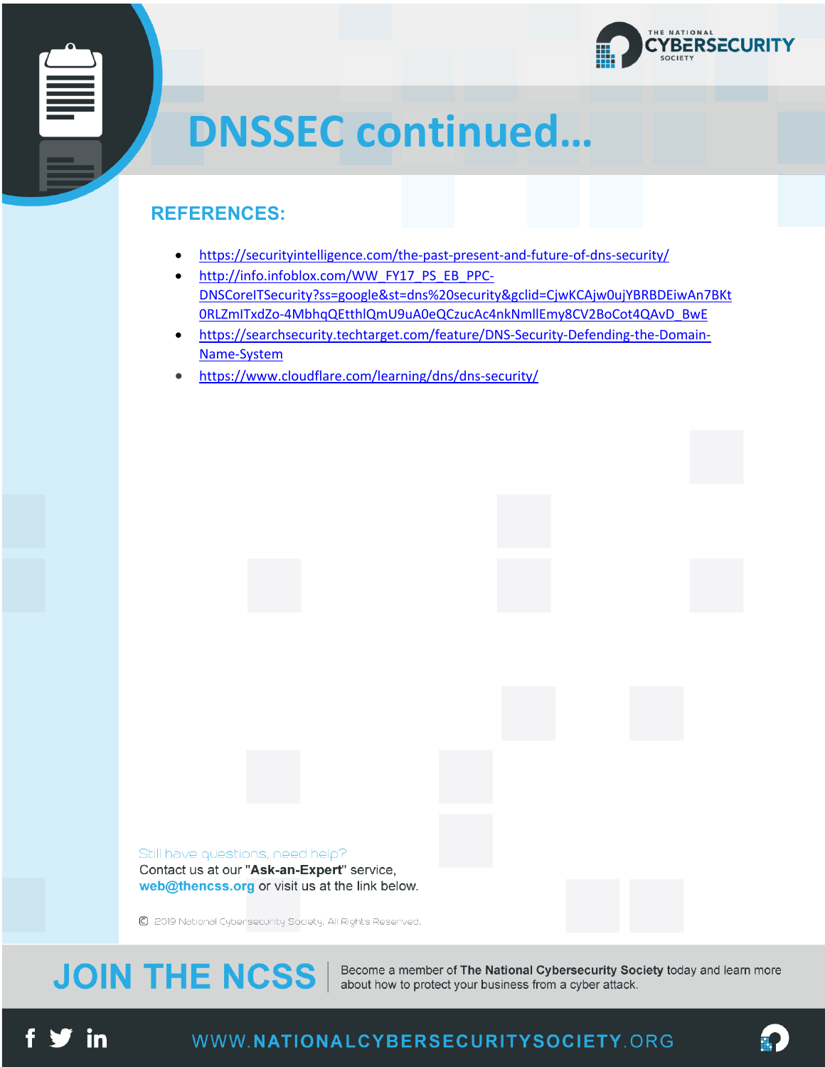# DNSSEC continued…

## REFERENCES:

- https://securityintelligence.com/the-past-present-and-future-of-dns-security/
- http://info.infoblox.com/WW_FY17_PS_EB_PPC-DNSCoreITSecurity?ss=google&st=dns%20security&gclid=CjwKCAjw0ujYBRBDEiwAn7BKt0RLZmITxdZo-4MbhqQEtthlQmU9uA0eQCzucAc4nkNmllEmy8CV2BoCot4QAvD_BwE
- https://searchsecurity.techtarget.com/feature/DNS-Security-Defending-the-Domain-Name-System
- https://www.cloudflare.com/learning/dns/dns-security/

Still have questions, need help?

Contact us at our "**Ask-an-Expert**" service, **web@thencss.org** or visit us at the link below.

© 2019 National Cybersecurity Society. All Rights Reserved.

**JOIN THE NCSS**

Become a member of **The National Cybersecurity Society** today and learn more about how to protect your business from a cyber attack.

WWW.NATIONALCYBERSECURITYSOCIETY.ORG